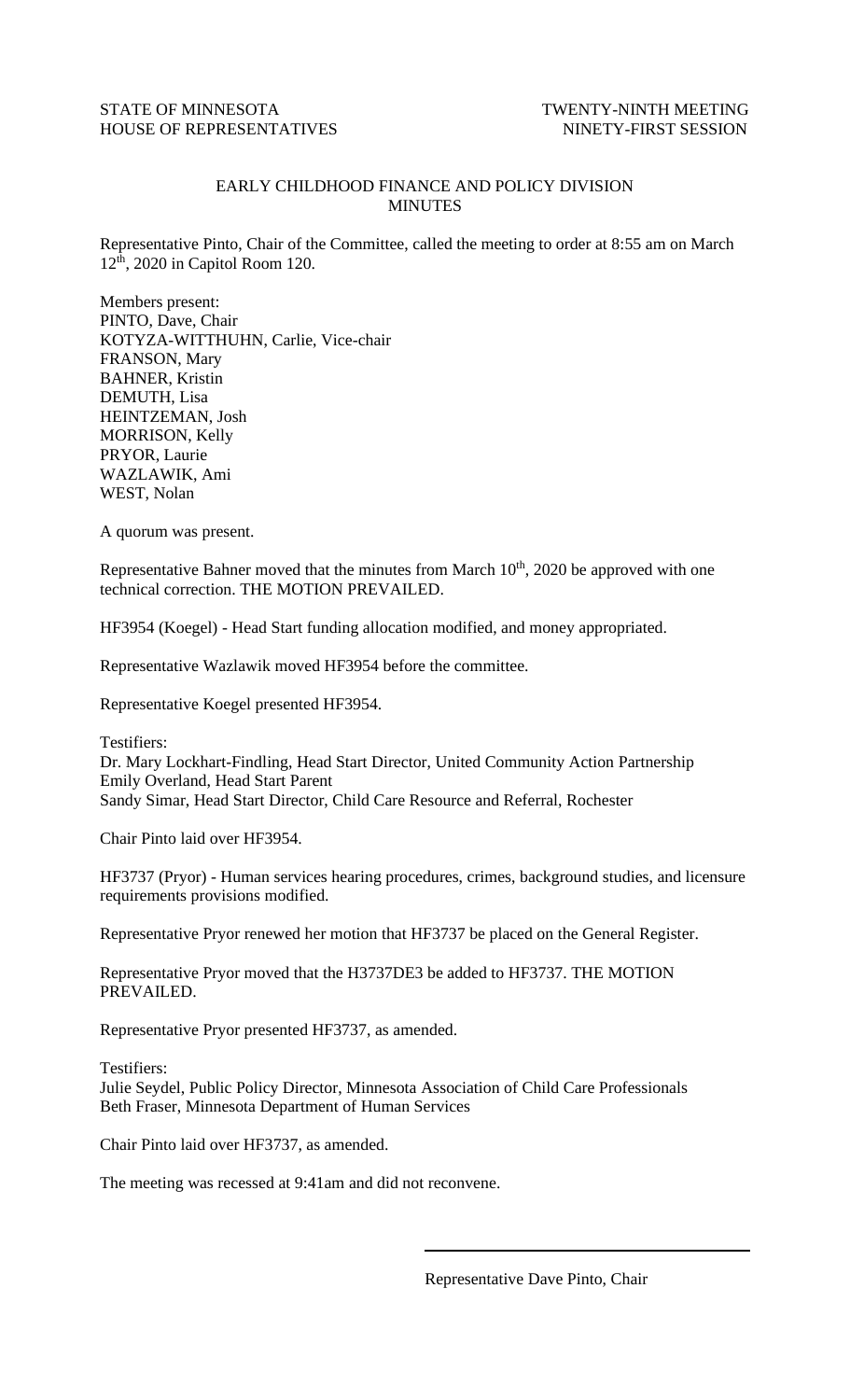STATE OF MINNESOTA TWENTY-NINTH MEETING
HOUSE OF REPRESENTATIVES NINETY-FIRST SESSION

EARLY CHILDHOOD FINANCE AND POLICY DIVISION
MINUTES

Representative Pinto, Chair of the Committee, called the meeting to order at 8:55 am on March 12th, 2020 in Capitol Room 120.

Members present:
PINTO, Dave, Chair
KOTYZA-WITTHUHN, Carlie, Vice-chair
FRANSON, Mary
BAHNER, Kristin
DEMUTH, Lisa
HEINTZEMAN, Josh
MORRISON, Kelly
PRYOR, Laurie
WAZLAWIK, Ami
WEST, Nolan

A quorum was present.

Representative Bahner moved that the minutes from March 10th, 2020 be approved with one technical correction. THE MOTION PREVAILED.

HF3954 (Koegel) - Head Start funding allocation modified, and money appropriated.

Representative Wazlawik moved HF3954 before the committee.

Representative Koegel presented HF3954.

Testifiers:
Dr. Mary Lockhart-Findling, Head Start Director, United Community Action Partnership
Emily Overland, Head Start Parent
Sandy Simar, Head Start Director, Child Care Resource and Referral, Rochester

Chair Pinto laid over HF3954.

HF3737 (Pryor) - Human services hearing procedures, crimes, background studies, and licensure requirements provisions modified.

Representative Pryor renewed her motion that HF3737 be placed on the General Register.

Representative Pryor moved that the H3737DE3 be added to HF3737. THE MOTION PREVAILED.

Representative Pryor presented HF3737, as amended.

Testifiers:
Julie Seydel, Public Policy Director, Minnesota Association of Child Care Professionals
Beth Fraser, Minnesota Department of Human Services

Chair Pinto laid over HF3737, as amended.

The meeting was recessed at 9:41am and did not reconvene.

Representative Dave Pinto, Chair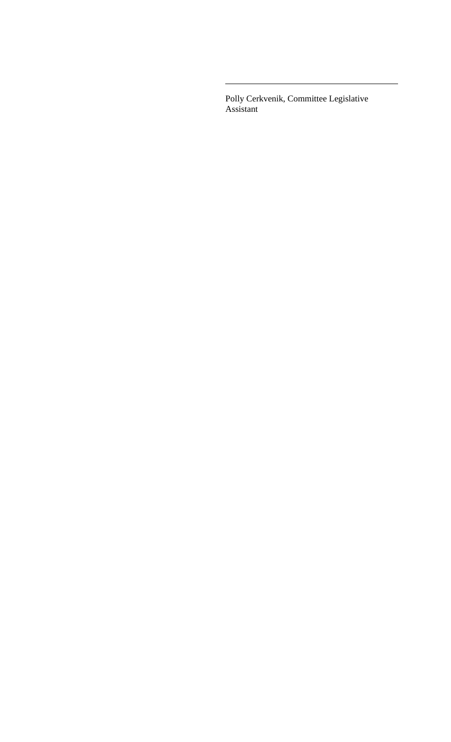\_\_\_\_\_\_\_\_\_\_\_\_\_\_\_\_\_\_\_\_\_\_\_\_\_\_\_\_\_\_\_\_\_\_\_\_\_\_\_\_

Polly Cerkvenik, Committee Legislative Assistant